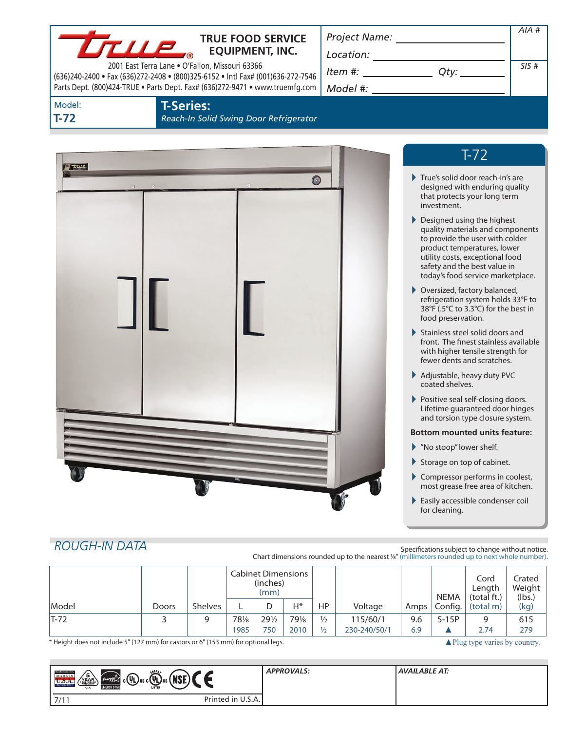# TRUE FOOD SERVICE EQUIPMENT, INC.

2001 East Terra Lane • O'Fallon, Missouri 63366
(636)240-2400 • Fax (636)272-2408 • (800)325-6152 • Intl Fax# (001)636-272-7546
Parts Dept. (800)424-TRUE • Parts Dept. Fax# (636)272-9471 • www.truemfg.com

Project Name: ____________
Location: ____________
Item #: ____________ Qty: ________
Model #: ____________

AIA #

SIS #

Model: **T-72**

## T-Series:

*Reach-In Solid Swing Door Refrigerator*

## T-72

- True's solid door reach-in's are designed with enduring quality that protects your long term investment.
- Designed using the highest quality materials and components to provide the user with colder product temperatures, lower utility costs, exceptional food safety and the best value in today's food service marketplace.
- Oversized, factory balanced, refrigeration system holds 33°F to 38°F (.5°C to 3.3°C) for the best in food preservation.
- Stainless steel solid doors and front. The finest stainless available with higher tensile strength for fewer dents and scratches.
- Adjustable, heavy duty PVC coated shelves.
- Positive seal self-closing doors. Lifetime guaranteed door hinges and torsion type closure system.

**Bottom mounted units feature:**

- "No stoop" lower shelf.
- Storage on top of cabinet.
- Compressor performs in coolest, most grease free area of kitchen.
- Easily accessible condenser coil for cleaning.

## ROUGH-IN DATA

Specifications subject to change without notice.
Chart dimensions rounded up to the nearest ⅛" (millimeters rounded up to next whole number).

| Model | Doors | Shelves | Cabinet Dimensions (inches) (mm) | | | HP | Voltage | Amps | NEMA Config. | Cord Length (total ft.) (total m) | Crated Weight (lbs.) (kg) |
|---|---|---|---|---|---|---|---|---|---|---|---|
| | | | L | D | H* | | | | | | |
| T-72 | 3 | 9 | 78⅛ | 29½ | 79⅛ | ½ | 115/60/1 | 9.6 | 5-15P | 9 | 615 |
| | | | 1985 | 750 | 2010 | ½ | 230-240/50/1 | 6.9 | ▲ | 2.74 | 279 |

\* Height does not include 5" (127 mm) for castors or 6" (153 mm) for optional legs.

▲Plug type varies by country.

APPROVALS:

AVAILABLE AT:

7/11 Printed in U.S.A.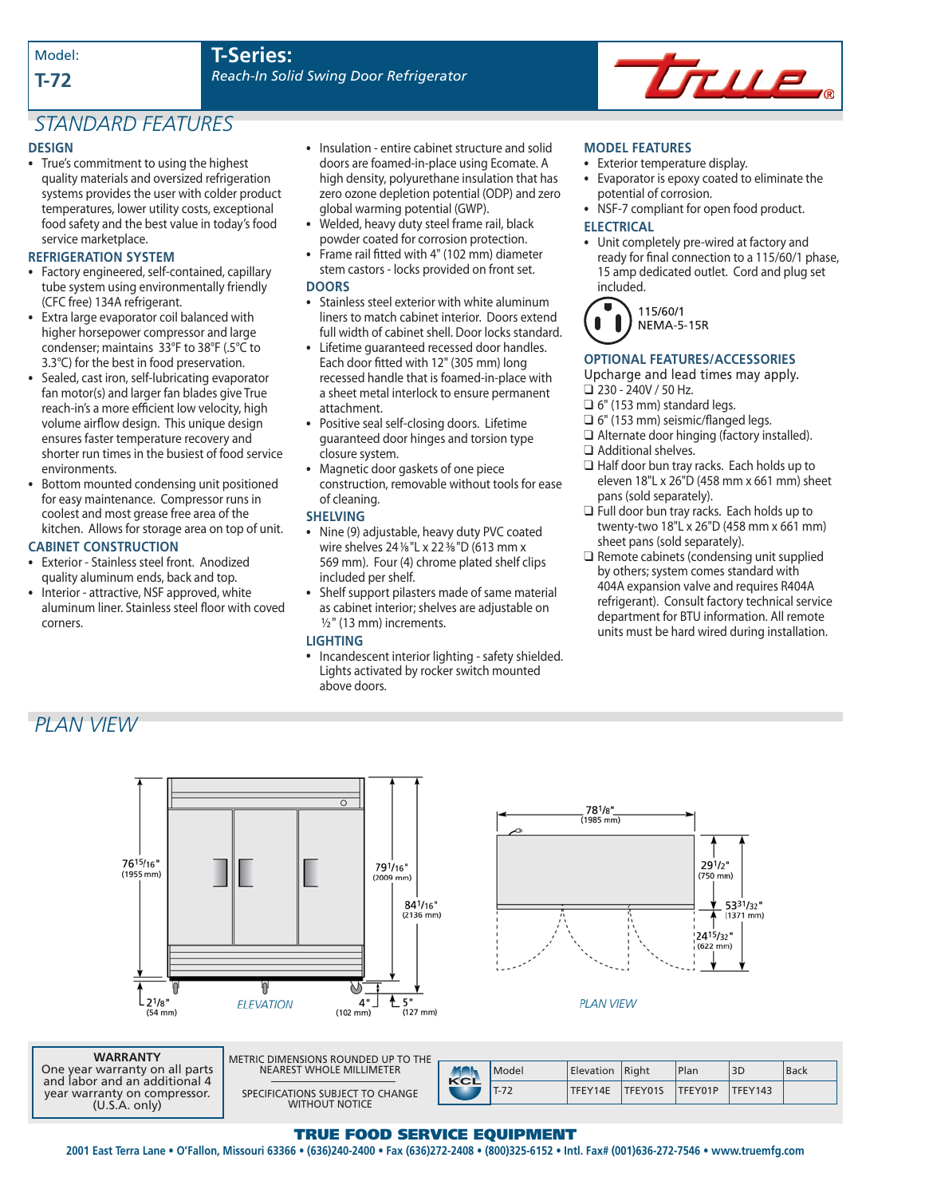Model:

**T-72**

# T-Series:

*Reach-In Solid Swing Door Refrigerator*

## STANDARD FEATURES

### DESIGN

- True's commitment to using the highest quality materials and oversized refrigeration systems provides the user with colder product temperatures, lower utility costs, exceptional food safety and the best value in today's food service marketplace.

### REFRIGERATION SYSTEM

- Factory engineered, self-contained, capillary tube system using environmentally friendly (CFC free) 134A refrigerant.
- Extra large evaporator coil balanced with higher horsepower compressor and large condenser; maintains 33°F to 38°F (.5°C to 3.3°C) for the best in food preservation.
- Sealed, cast iron, self-lubricating evaporator fan motor(s) and larger fan blades give True reach-in's a more efficient low velocity, high volume airflow design. This unique design ensures faster temperature recovery and shorter run times in the busiest of food service environments.
- Bottom mounted condensing unit positioned for easy maintenance. Compressor runs in coolest and most grease free area of the kitchen. Allows for storage area on top of unit.

### CABINET CONSTRUCTION

- Exterior - Stainless steel front. Anodized quality aluminum ends, back and top.
- Interior - attractive, NSF approved, white aluminum liner. Stainless steel floor with coved corners.
- Insulation - entire cabinet structure and solid doors are foamed-in-place using Ecomate. A high density, polyurethane insulation that has zero ozone depletion potential (ODP) and zero global warming potential (GWP).
- Welded, heavy duty steel frame rail, black powder coated for corrosion protection.
- Frame rail fitted with 4" (102 mm) diameter stem castors - locks provided on front set.

### DOORS

- Stainless steel exterior with white aluminum liners to match cabinet interior. Doors extend full width of cabinet shell. Door locks standard.
- Lifetime guaranteed recessed door handles. Each door fitted with 12" (305 mm) long recessed handle that is foamed-in-place with a sheet metal interlock to ensure permanent attachment.
- Positive seal self-closing doors. Lifetime guaranteed door hinges and torsion type closure system.
- Magnetic door gaskets of one piece construction, removable without tools for ease of cleaning.

### SHELVING

- Nine (9) adjustable, heavy duty PVC coated wire shelves 24⅛"L x 22⅜"D (613 mm x 569 mm). Four (4) chrome plated shelf clips included per shelf.
- Shelf support pilasters made of same material as cabinet interior; shelves are adjustable on ½" (13 mm) increments.

### LIGHTING

- Incandescent interior lighting - safety shielded. Lights activated by rocker switch mounted above doors.

### MODEL FEATURES

- Exterior temperature display.
- Evaporator is epoxy coated to eliminate the potential of corrosion.
- NSF-7 compliant for open food product.

### ELECTRICAL

- Unit completely pre-wired at factory and ready for final connection to a 115/60/1 phase, 15 amp dedicated outlet. Cord and plug set included.

115/60/1
NEMA-5-15R

### OPTIONAL FEATURES/ACCESSORIES

Upcharge and lead times may apply.

- ❑ 230 - 240V / 50 Hz.
- ❑ 6" (153 mm) standard legs.
- ❑ 6" (153 mm) seismic/flanged legs.
- ❑ Alternate door hinging (factory installed).
- ❑ Additional shelves.
- ❑ Half door bun tray racks. Each holds up to eleven 18"L x 26"D (458 mm x 661 mm) sheet pans (sold separately).
- ❑ Full door bun tray racks. Each holds up to twenty-two 18"L x 26"D (458 mm x 661 mm) sheet pans (sold separately).
- ❑ Remote cabinets (condensing unit supplied by others; system comes standard with 404A expansion valve and requires R404A refrigerant). Consult factory technical service department for BTU information. All remote units must be hard wired during installation.

## PLAN VIEW

76 15/16" (1955 mm)
79 1/16" (2009 mm)
84 1/16" (2136 mm)
2 1/8" (54 mm)
4" (102 mm)
5" (127 mm)
ELEVATION

78 1/8" (1985 mm)
29 1/2" (750 mm)
53 31/32" (1371 mm)
24 15/32" (622 mm)
PLAN VIEW

**WARRANTY**
One year warranty on all parts and labor and an additional 4 year warranty on compressor. (U.S.A. only)

METRIC DIMENSIONS ROUNDED UP TO THE NEAREST WHOLE MILLIMETER

SPECIFICATIONS SUBJECT TO CHANGE WITHOUT NOTICE

| Model | Elevation | Right | Plan | 3D | Back |
|---|---|---|---|---|---|
| T-72 | TFEY14E | TFEY01S | TFEY01P | TFEY143 | |

**TRUE FOOD SERVICE EQUIPMENT**

2001 East Terra Lane • O'Fallon, Missouri 63366 • (636)240-2400 • Fax (636)272-2408 • (800)325-6152 • Intl. Fax# (001)636-272-7546 • www.truemfg.com